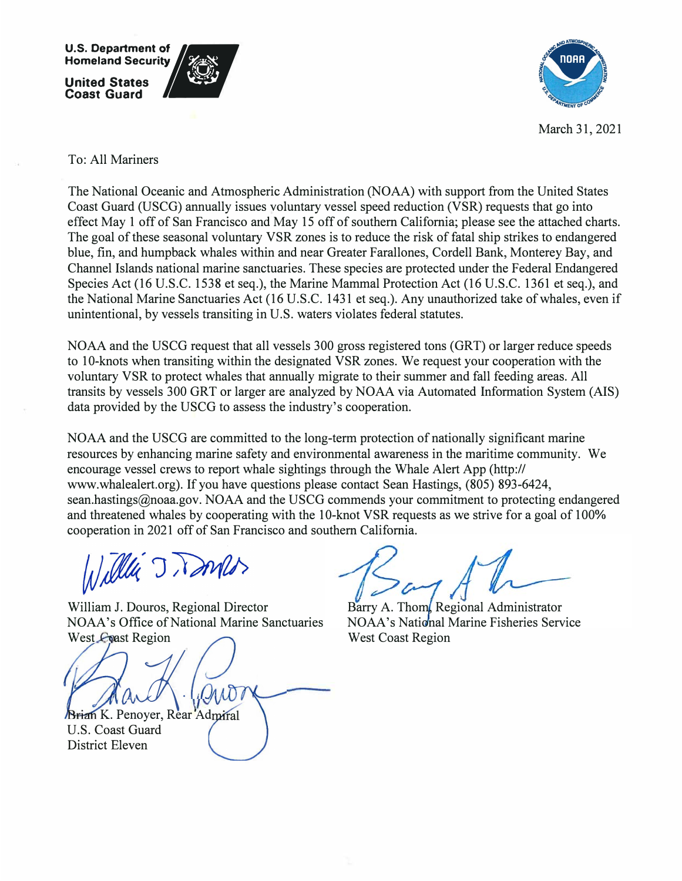**U.S. Department of Homeland Security**

**United States Coast Guard**

March 31, 2021

To: All Mariners

The National Oceanic and Atmospheric Administration (NOAA) with support from the United States Coast Guard (USCG) annually issues voluntary vessel speed reduction (VSR) requests that go into effect May 1 off of San Francisco and May 15 off of southern California; please see the attached charts. The goal of these seasonal voluntary VSR zones is to reduce the risk of fatal ship strikes to endangered blue, fin, and humpback whales within and near Greater Farallones, Cordell Bank, Monterey Bay, and Channel Islands national marine sanctuaries. These species are protected under the Federal Endangered Species Act (16 U.S.C. 1538 et seq.), the Marine Mammal Protection Act (16 U.S.C. 1361 et seq.), and the National Marine Sanctuaries Act (16 U.S.C. 1431 et seq.). Any unauthorized take of whales, even if unintentional, by vessels transiting in U.S. waters violates federal statutes.

NOAA and the USCG request that all vessels 300 gross registered tons (GRT) or larger reduce speeds to 10-knots when transiting within the designated VSR zones. We request your cooperation with the voluntary VSR to protect whales that annually migrate to their summer and fall feeding areas. All transits by vessels 300 GRT or larger are analyzed by NOAA via Automated Information System (AIS) data provided by the USCG to assess the industry's cooperation.

NOAA and the USCG are committed to the long-term protection of nationally significant marine resources by enhancing marine safety and environmental awareness in the maritime community. We encourage vessel crews to report whale sightings through the Whale Alert App (http:// www.whalealert.org). If you have questions please contact Sean Hastings, (805) 893-6424, sean.hastings@noaa.gov. NOAA and the USCG commends your commitment to protecting endangered and threatened whales by cooperating with the 10-knot VSR requests as we strive for a goal of 100% cooperation in 2021 off of San Francisco and southern California.

William J. Douros, Regional Director
NOAA's Office of National Marine Sanctuaries
West Coast Region

Barry A. Thom, Regional Administrator
NOAA's National Marine Fisheries Service
West Coast Region

Brian K. Penoyer, Rear Admiral
U.S. Coast Guard
District Eleven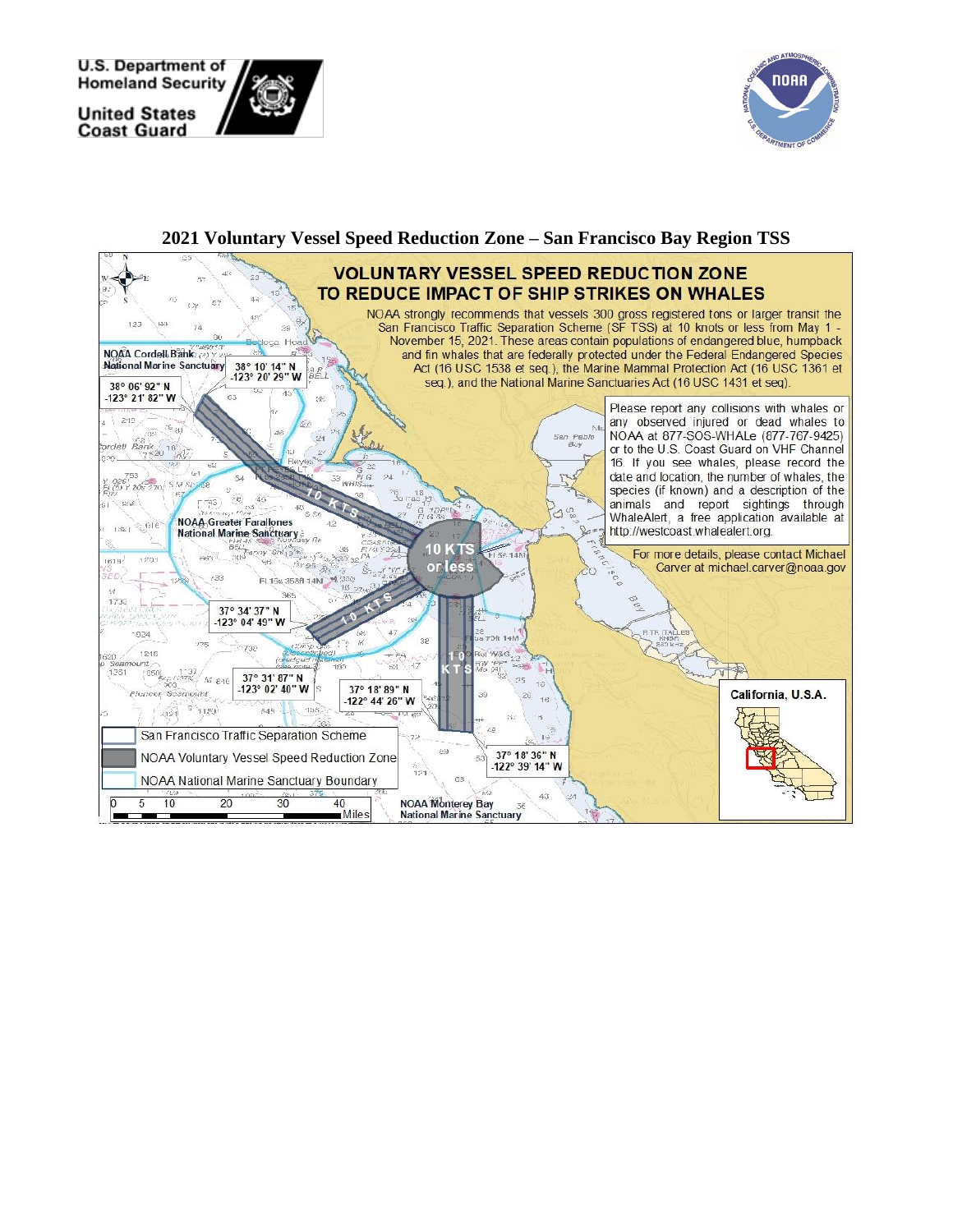U.S. Department of Homeland Security

United States Coast Guard

## 2021 Voluntary Vessel Speed Reduction Zone – San Francisco Bay Region TSS

### VOLUNTARY VESSEL SPEED REDUCTION ZONE TO REDUCE IMPACT OF SHIP STRIKES ON WHALES

NOAA strongly recommends that vessels 300 gross registered tons or larger transit the San Francisco Traffic Separation Scheme (SF TSS) at 10 knots or less from May 1 - November 15, 2021. These areas contain populations of endangered blue, humpback and fin whales that are federally protected under the Federal Endangered Species Act (16 USC 1538 et seq.), the Marine Mammal Protection Act (16 USC 1361 et seq.), and the National Marine Sanctuaries Act (16 USC 1431 et seq).

Please report any collisions with whales or any observed injured or dead whales to NOAA at 877-SOS-WHALe (877-767-9425) or to the U.S. Coast Guard on VHF Channel 16. If you see whales, please record the date and location, the number of whales, the species (if known) and a description of the animals and report sightings through WhaleAlert, a free application available at http://westcoast.whalealert.org.

For more details, please contact Michael Carver at michael.carver@noaa.gov

NOAA Cordell Bank National Marine Sanctuary

NOAA Greater Farallones National Marine Sanctuary

NOAA Monterey Bay National Marine Sanctuary

38° 10' 14" N -123° 20' 29" W

38° 06' 92" N -123° 21' 82" W

37° 34' 37" N -123° 04' 49" W

37° 31' 87" N -123° 02' 40" W

37° 18' 89" N -122° 44' 26" W

37° 18' 36" N -122° 39' 14" W

10 KTS

10 KTS or less

California, U.S.A.

- San Francisco Traffic Separation Scheme
- NOAA Voluntary Vessel Speed Reduction Zone
- NOAA National Marine Sanctuary Boundary

0 5 10 20 30 40 Miles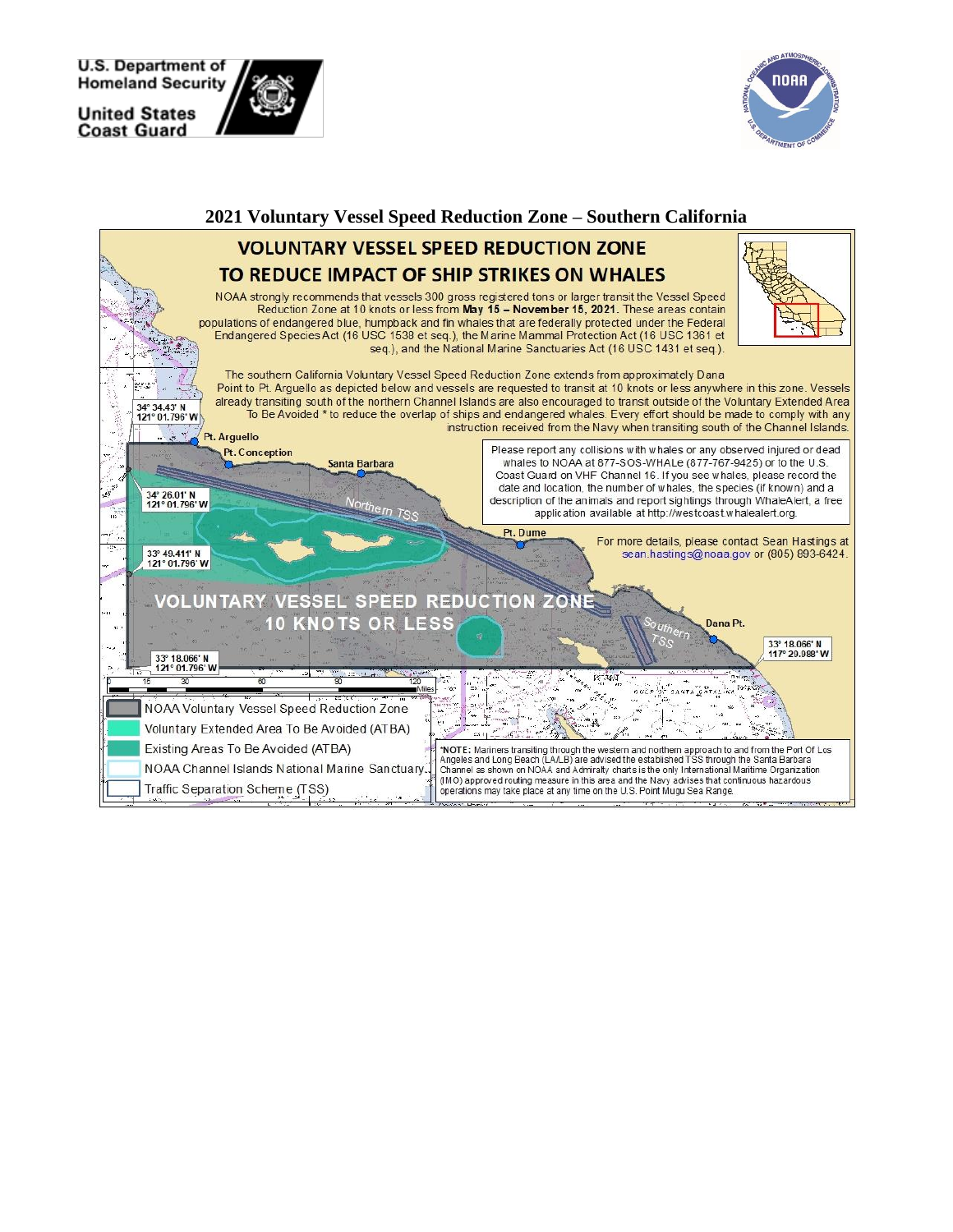U.S. Department of Homeland Security

United States Coast Guard

## 2021 Voluntary Vessel Speed Reduction Zone – Southern California

### VOLUNTARY VESSEL SPEED REDUCTION ZONE TO REDUCE IMPACT OF SHIP STRIKES ON WHALES

NOAA strongly recommends that vessels 300 gross registered tons or larger transit the Vessel Speed Reduction Zone at 10 knots or less from **May 15 – November 15, 2021.** These areas contain populations of endangered blue, humpback and fin whales that are federally protected under the Federal Endangered Species Act (16 USC 1538 et seq.), the Marine Mammal Protection Act (16 USC 1361 et seq.), and the National Marine Sanctuaries Act (16 USC 1431 et seq.).

The southern California Voluntary Vessel Speed Reduction Zone extends from approximately Dana Point to Pt. Arguello as depicted below and vessels are requested to transit at 10 knots or less anywhere in this zone. Vessels already transiting south of the northern Channel Islands are also encouraged to transit outside of the Voluntary Extended Area To Be Avoided * to reduce the overlap of ships and endangered whales. Every effort should be made to comply with any instruction received from the Navy when transiting south of the Channel Islands.

Please report any collisions with whales or any observed injured or dead whales to NOAA at 877-SOS-WHALe (877-767-9425) or to the U.S. Coast Guard on VHF Channel 16. If you see whales, please record the date and location, the number of whales, the species (if known) and a description of the animals and report sightings through WhaleAlert, a free application available at http://westcoast.whalealert.org.

For more details, please contact Sean Hastings at sean.hastings@noaa.gov or (805) 893-6424.

34° 34.43' N 121° 01.796' W

Pt. Arguello

Pt. Conception

Santa Barbara

34° 26.01' N 121° 01.796' W

Northern TSS

33° 49.411' N 121° 01.796' W

Pt. Dume

VOLUNTARY VESSEL SPEED REDUCTION ZONE 10 KNOTS OR LESS

Southern TSS

Dana Pt.

33° 18.066' N 117° 29.988' W

33° 18.066' N 121° 01.796' W

0 15 30 60 90 120 Miles

- NOAA Voluntary Vessel Speed Reduction Zone
- Voluntary Extended Area To Be Avoided (ATBA)
- Existing Areas To Be Avoided (ATBA)
- NOAA Channel Islands National Marine Sanctuary
- Traffic Separation Scheme (TSS)

*NOTE: Mariners transiting through the western and northern approach to and from the Port Of Los Angeles and Long Beach (LA/LB) are advised the established TSS through the Santa Barbara Channel as shown on NOAA and Admiralty charts is the only International Maritime Organization (IMO) approved routing measure in this area and the Navy advises that continuous hazardous operations may take place at any time on the U.S. Point Mugu Sea Range.